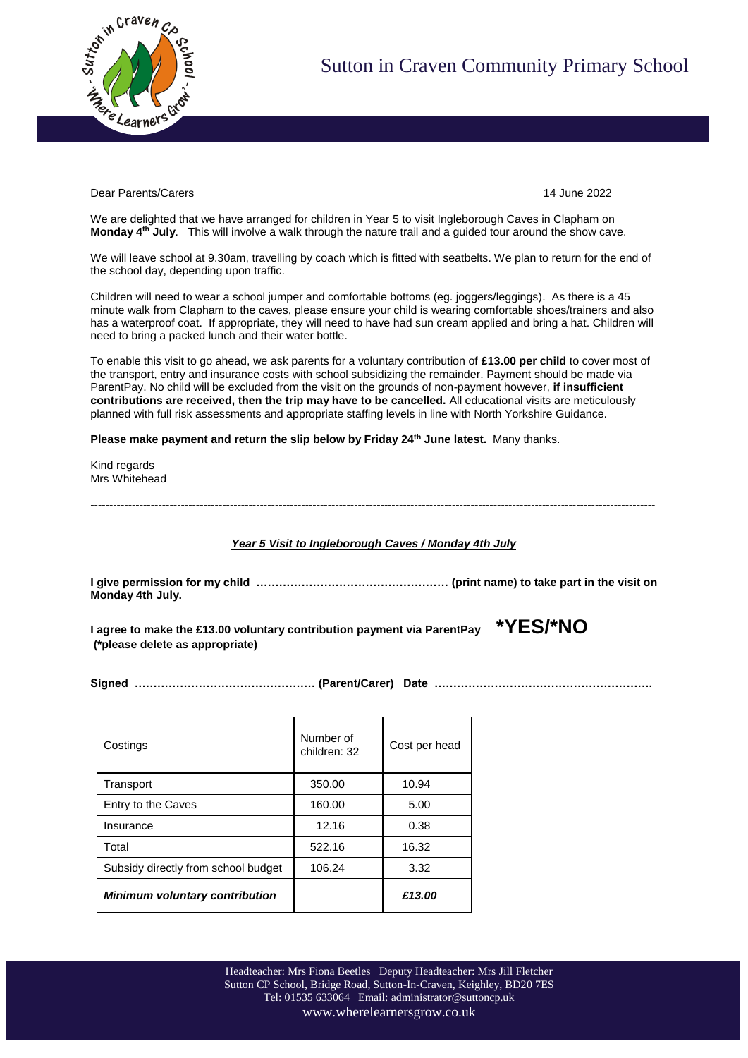# Sutton in Craven Community Primary School

Dear Parents/Carers

14 June 2022

We are delighted that we have arranged for children in Year 5 to visit Ingleborough Caves in Clapham on **Monday 4th July**. This will involve a walk through the nature trail and a guided tour around the show cave.

We will leave school at 9.30am, travelling by coach which is fitted with seatbelts. We plan to return for the end of the school day, depending upon traffic.

Children will need to wear a school jumper and comfortable bottoms (eg. joggers/leggings). As there is a 45 minute walk from Clapham to the caves, please ensure your child is wearing comfortable shoes/trainers and also has a waterproof coat. If appropriate, they will need to have had sun cream applied and bring a hat. Children will need to bring a packed lunch and their water bottle.

To enable this visit to go ahead, we ask parents for a voluntary contribution of **£13.00 per child** to cover most of the transport, entry and insurance costs with school subsidizing the remainder. Payment should be made via ParentPay. No child will be excluded from the visit on the grounds of non-payment however, **if insufficient contributions are received, then the trip may have to be cancelled.** All educational visits are meticulously planned with full risk assessments and appropriate staffing levels in line with North Yorkshire Guidance.

**Please make payment and return the slip below by Friday 24th June latest.** Many thanks.

Kind regards
Mrs Whitehead

---

***Year 5 Visit to Ingleborough Caves / Monday 4th July***

**I give permission for my child …………………………………………… (print name) to take part in the visit on Monday 4th July.**

**I agree to make the £13.00 voluntary contribution payment via ParentPay** **\*YES/\*NO**
**(\*please delete as appropriate)**

**Signed ………………………………………… (Parent/Carer) Date ………………………………………………….**

| Costings | Number of children: 32 | Cost per head |
|---|---|---|
| Transport | 350.00 | 10.94 |
| Entry to the Caves | 160.00 | 5.00 |
| Insurance | 12.16 | 0.38 |
| Total | 522.16 | 16.32 |
| Subsidy directly from school budget | 106.24 | 3.32 |
| ***Minimum voluntary contribution*** | | ***£13.00*** |

Headteacher: Mrs Fiona Beetles Deputy Headteacher: Mrs Jill Fletcher
Sutton CP School, Bridge Road, Sutton-In-Craven, Keighley, BD20 7ES
Tel: 01535 633064 Email: administrator@suttoncp.uk
www.wherelearnersgrow.co.uk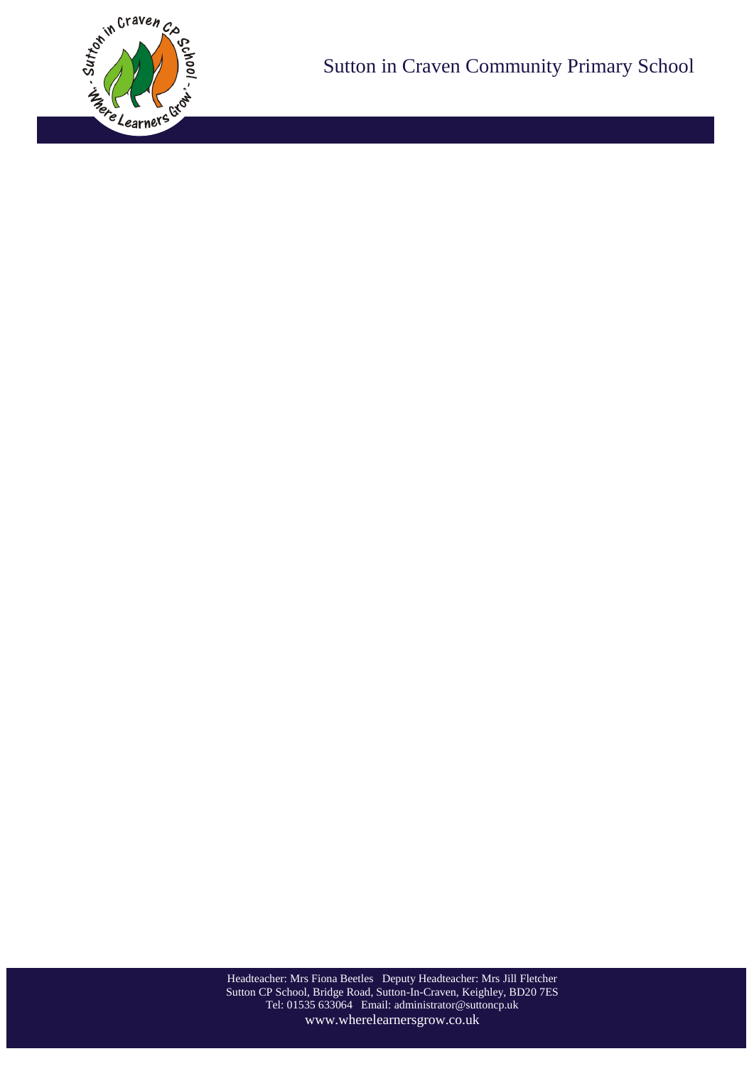Sutton in Craven Community Primary School

Headteacher: Mrs Fiona Beetles Deputy Headteacher: Mrs Jill Fletcher
Sutton CP School, Bridge Road, Sutton-In-Craven, Keighley, BD20 7ES
Tel: 01535 633064 Email: administrator@suttoncp.uk
www.wherelearnersgrow.co.uk